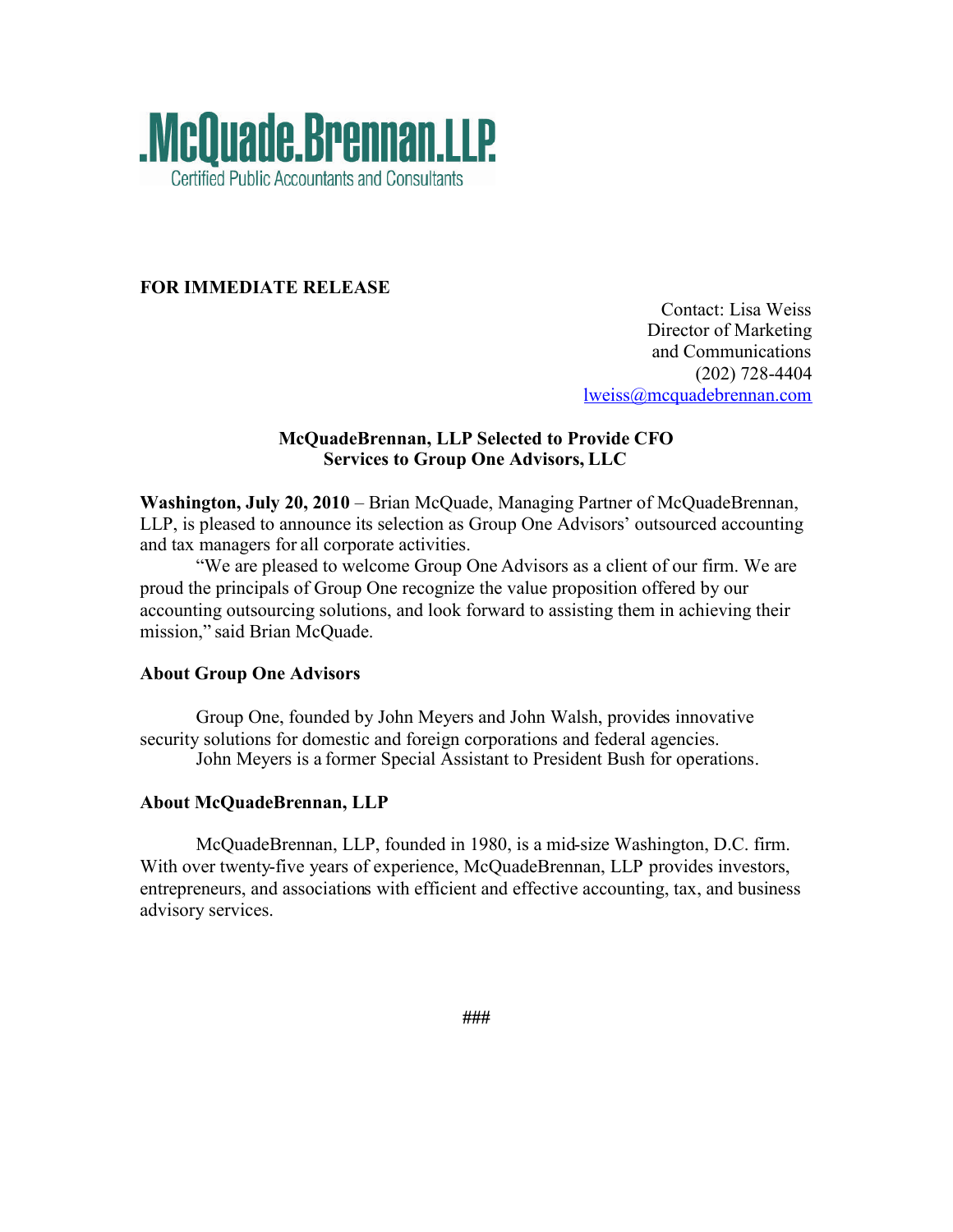**.McQuade.Brennan.LLP**
Certified Public Accountants and Consultants

**FOR IMMEDIATE RELEASE**

Contact: Lisa Weiss
Director of Marketing
and Communications
(202) 728-4404
lweiss@mcquadebrennan.com

**McQuadeBrennan, LLP Selected to Provide CFO Services to Group One Advisors, LLC**

**Washington, July 20, 2010** – Brian McQuade, Managing Partner of McQuadeBrennan, LLP, is pleased to announce its selection as Group One Advisors' outsourced accounting and tax managers for all corporate activities.

"We are pleased to welcome Group One Advisors as a client of our firm. We are proud the principals of Group One recognize the value proposition offered by our accounting outsourcing solutions, and look forward to assisting them in achieving their mission," said Brian McQuade.

**About Group One Advisors**

Group One, founded by John Meyers and John Walsh, provides innovative security solutions for domestic and foreign corporations and federal agencies.

John Meyers is a former Special Assistant to President Bush for operations.

**About McQuadeBrennan, LLP**

McQuadeBrennan, LLP, founded in 1980, is a mid-size Washington, D.C. firm. With over twenty-five years of experience, McQuadeBrennan, LLP provides investors, entrepreneurs, and associations with efficient and effective accounting, tax, and business advisory services.

###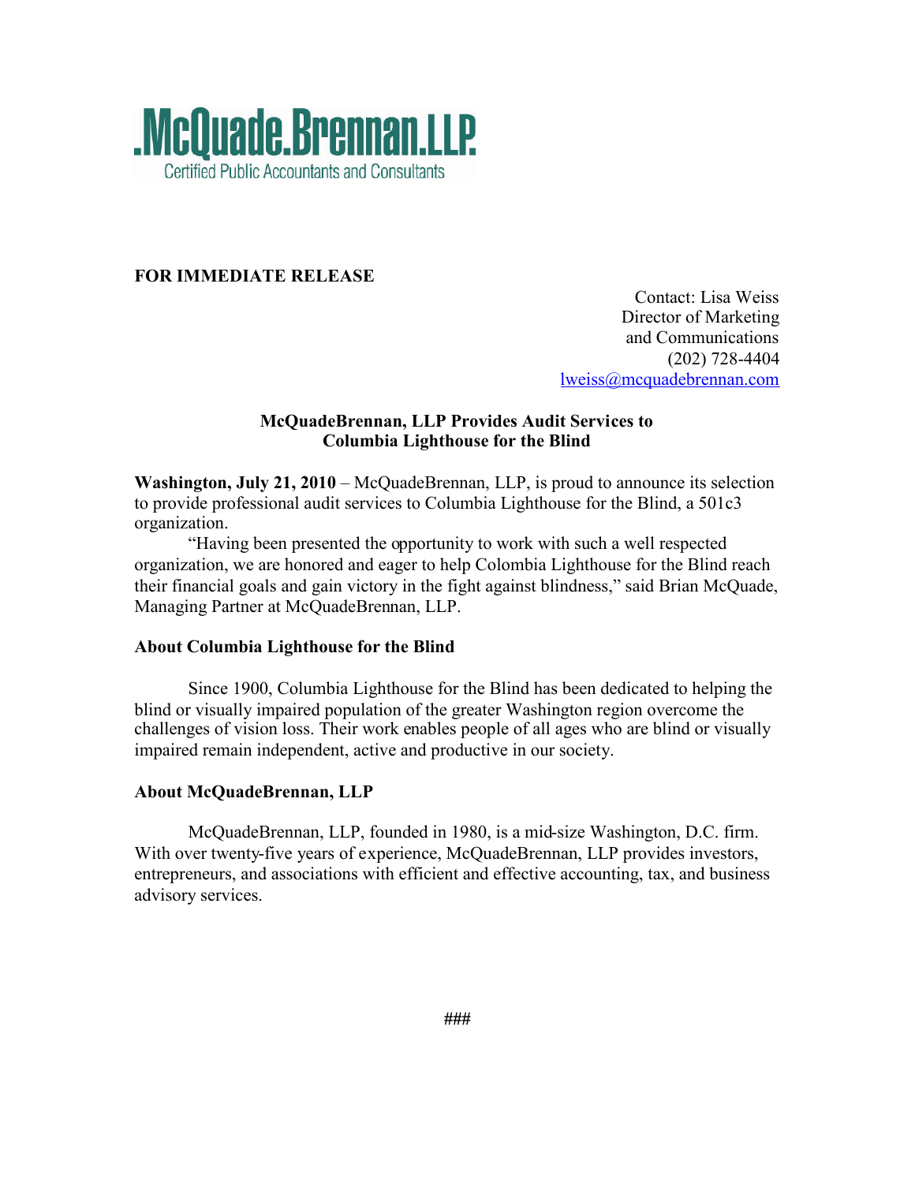**.McQuade.Brennan.LLP**
Certified Public Accountants and Consultants

**FOR IMMEDIATE RELEASE**

Contact: Lisa Weiss
Director of Marketing
and Communications
(202) 728-4404
lweiss@mcquadebrennan.com

**McQuadeBrennan, LLP Provides Audit Services to Columbia Lighthouse for the Blind**

**Washington, July 21, 2010** – McQuadeBrennan, LLP, is proud to announce its selection to provide professional audit services to Columbia Lighthouse for the Blind, a 501c3 organization.

"Having been presented the opportunity to work with such a well respected organization, we are honored and eager to help Colombia Lighthouse for the Blind reach their financial goals and gain victory in the fight against blindness," said Brian McQuade, Managing Partner at McQuadeBrennan, LLP.

## About Columbia Lighthouse for the Blind

Since 1900, Columbia Lighthouse for the Blind has been dedicated to helping the blind or visually impaired population of the greater Washington region overcome the challenges of vision loss. Their work enables people of all ages who are blind or visually impaired remain independent, active and productive in our society.

## About McQuadeBrennan, LLP

McQuadeBrennan, LLP, founded in 1980, is a mid-size Washington, D.C. firm. With over twenty-five years of experience, McQuadeBrennan, LLP provides investors, entrepreneurs, and associations with efficient and effective accounting, tax, and business advisory services.

###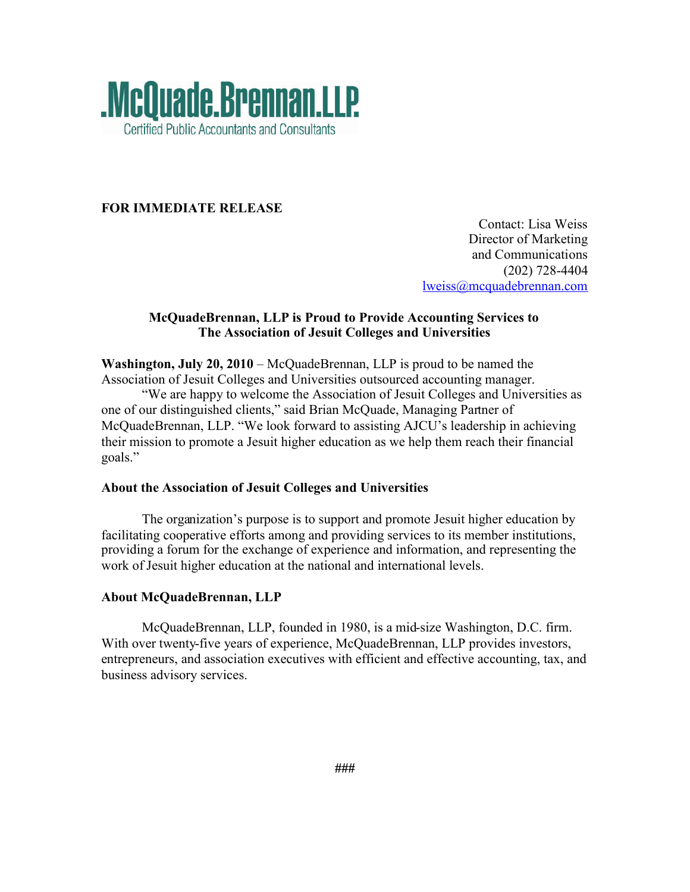**.McQuade.Brennan.LLP**
Certified Public Accountants and Consultants

**FOR IMMEDIATE RELEASE**

Contact: Lisa Weiss
Director of Marketing
and Communications
(202) 728-4404
lweiss@mcquadebrennan.com

**McQuadeBrennan, LLP is Proud to Provide Accounting Services to The Association of Jesuit Colleges and Universities**

**Washington, July 20, 2010** – McQuadeBrennan, LLP is proud to be named the Association of Jesuit Colleges and Universities outsourced accounting manager.

"We are happy to welcome the Association of Jesuit Colleges and Universities as one of our distinguished clients," said Brian McQuade, Managing Partner of McQuadeBrennan, LLP. "We look forward to assisting AJCU's leadership in achieving their mission to promote a Jesuit higher education as we help them reach their financial goals."

**About the Association of Jesuit Colleges and Universities**

The organization's purpose is to support and promote Jesuit higher education by facilitating cooperative efforts among and providing services to its member institutions, providing a forum for the exchange of experience and information, and representing the work of Jesuit higher education at the national and international levels.

**About McQuadeBrennan, LLP**

McQuadeBrennan, LLP, founded in 1980, is a mid-size Washington, D.C. firm. With over twenty-five years of experience, McQuadeBrennan, LLP provides investors, entrepreneurs, and association executives with efficient and effective accounting, tax, and business advisory services.

###